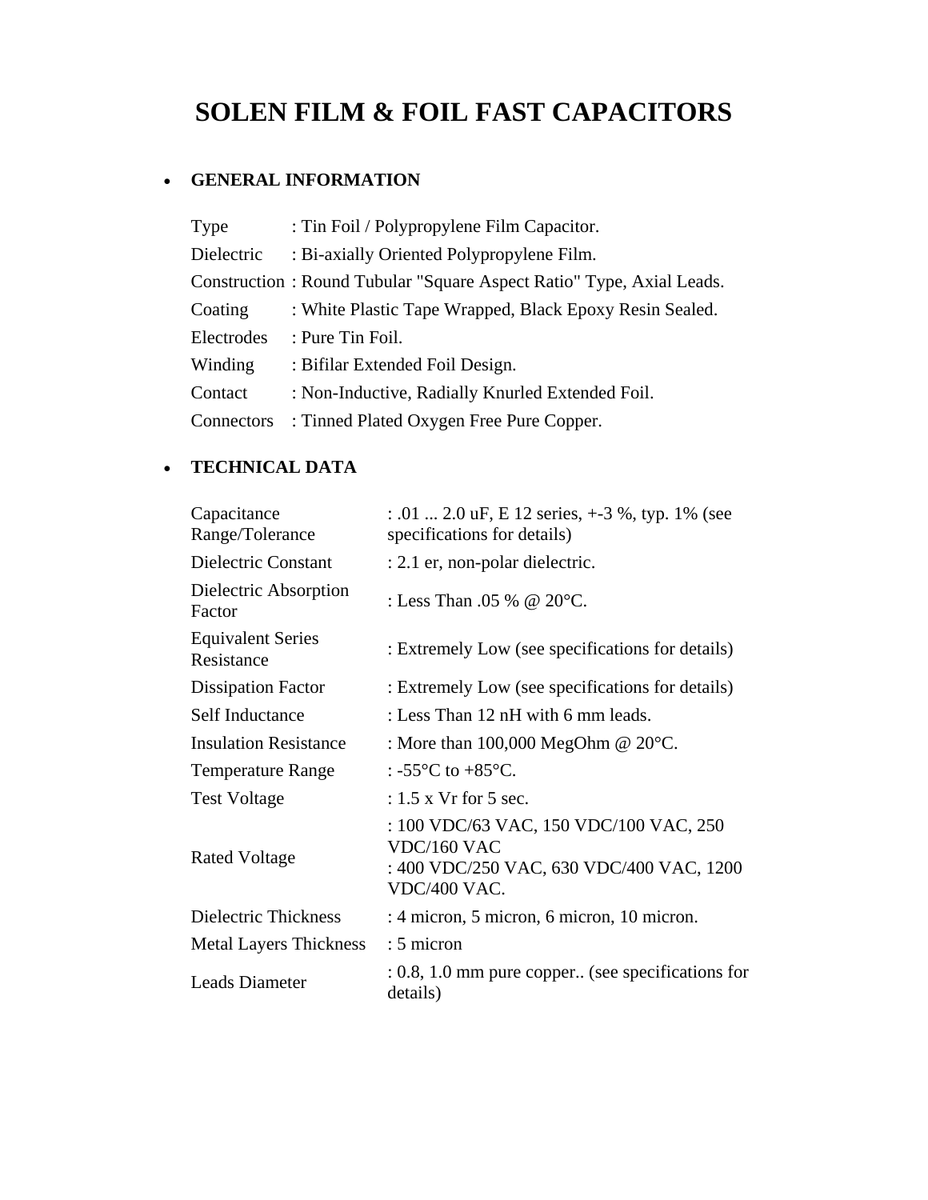# SOLEN FILM & FOIL FAST CAPACITORS

- **GENERAL INFORMATION**

| | |
|---|---|
| Type | : Tin Foil / Polypropylene Film Capacitor. |
| Dielectric | : Bi-axially Oriented Polypropylene Film. |
| Construction | : Round Tubular "Square Aspect Ratio" Type, Axial Leads. |
| Coating | : White Plastic Tape Wrapped, Black Epoxy Resin Sealed. |
| Electrodes | : Pure Tin Foil. |
| Winding | : Bifilar Extended Foil Design. |
| Contact | : Non-Inductive, Radially Knurled Extended Foil. |
| Connectors | : Tinned Plated Oxygen Free Pure Copper. |

- **TECHNICAL DATA**

| | |
|---|---|
| Capacitance Range/Tolerance | : .01 ... 2.0 uF, E 12 series, +-3 %, typ. 1% (see specifications for details) |
| Dielectric Constant | : 2.1 er, non-polar dielectric. |
| Dielectric Absorption Factor | : Less Than .05 % @ 20°C. |
| Equivalent Series Resistance | : Extremely Low (see specifications for details) |
| Dissipation Factor | : Extremely Low (see specifications for details) |
| Self Inductance | : Less Than 12 nH with 6 mm leads. |
| Insulation Resistance | : More than 100,000 MegOhm @ 20°C. |
| Temperature Range | : -55°C to +85°C. |
| Test Voltage | : 1.5 x Vr for 5 sec. |
| Rated Voltage | : 100 VDC/63 VAC, 150 VDC/100 VAC, 250 VDC/160 VAC<br>: 400 VDC/250 VAC, 630 VDC/400 VAC, 1200 VDC/400 VAC. |
| Dielectric Thickness | : 4 micron, 5 micron, 6 micron, 10 micron. |
| Metal Layers Thickness | : 5 micron |
| Leads Diameter | : 0.8, 1.0 mm pure copper.. (see specifications for details) |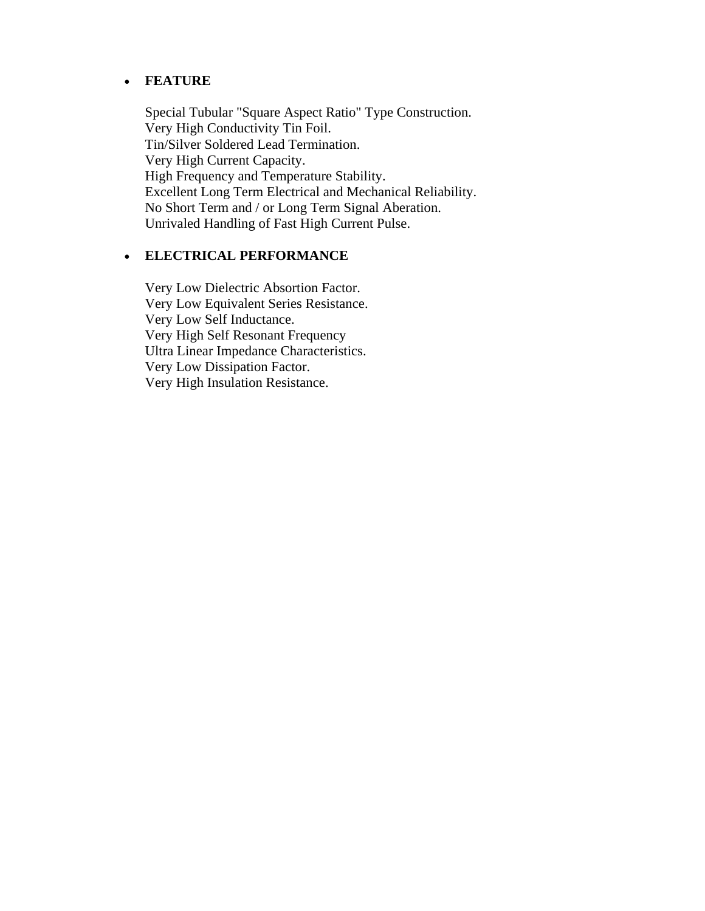- **FEATURE**

  Special Tubular "Square Aspect Ratio" Type Construction.
  Very High Conductivity Tin Foil.
  Tin/Silver Soldered Lead Termination.
  Very High Current Capacity.
  High Frequency and Temperature Stability.
  Excellent Long Term Electrical and Mechanical Reliability.
  No Short Term and / or Long Term Signal Aberation.
  Unrivaled Handling of Fast High Current Pulse.

- **ELECTRICAL PERFORMANCE**

  Very Low Dielectric Absortion Factor.
  Very Low Equivalent Series Resistance.
  Very Low Self Inductance.
  Very High Self Resonant Frequency
  Ultra Linear Impedance Characteristics.
  Very Low Dissipation Factor.
  Very High Insulation Resistance.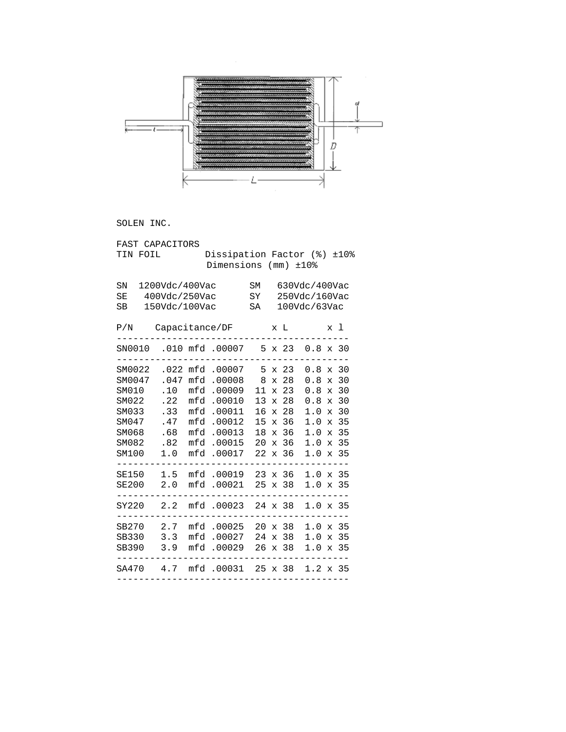SOLEN INC.

FAST CAPACITORS

TIN FOIL — Dissipation Factor (%) ±10%
Dimensions (mm) ±10%

| | | | |
|---|---|---|---|
| SN | 1200Vdc/400Vac | SM | 630Vdc/400Vac |
| SE | 400Vdc/250Vac | SY | 250Vdc/160Vac |
| SB | 150Vdc/100Vac | SA | 100Vdc/63Vac |

| P/N | Capacitance/DF | | x L | x l |
|---|---|---|---|---|
| SN0010 | .010 mfd | .00007 | 5 x 23 | 0.8 x 30 |
| SM0022 | .022 mfd | .00007 | 5 x 23 | 0.8 x 30 |
| SM0047 | .047 mfd | .00008 | 8 x 28 | 0.8 x 30 |
| SM010 | .10 mfd | .00009 | 11 x 23 | 0.8 x 30 |
| SM022 | .22 mfd | .00010 | 13 x 28 | 0.8 x 30 |
| SM033 | .33 mfd | .00011 | 16 x 28 | 1.0 x 30 |
| SM047 | .47 mfd | .00012 | 15 x 36 | 1.0 x 35 |
| SM068 | .68 mfd | .00013 | 18 x 36 | 1.0 x 35 |
| SM082 | .82 mfd | .00015 | 20 x 36 | 1.0 x 35 |
| SM100 | 1.0 mfd | .00017 | 22 x 36 | 1.0 x 35 |
| SE150 | 1.5 mfd | .00019 | 23 x 36 | 1.0 x 35 |
| SE200 | 2.0 mfd | .00021 | 25 x 38 | 1.0 x 35 |
| SY220 | 2.2 mfd | .00023 | 24 x 38 | 1.0 x 35 |
| SB270 | 2.7 mfd | .00025 | 20 x 38 | 1.0 x 35 |
| SB330 | 3.3 mfd | .00027 | 24 x 38 | 1.0 x 35 |
| SB390 | 3.9 mfd | .00029 | 26 x 38 | 1.0 x 35 |
| SA470 | 4.7 mfd | .00031 | 25 x 38 | 1.2 x 35 |